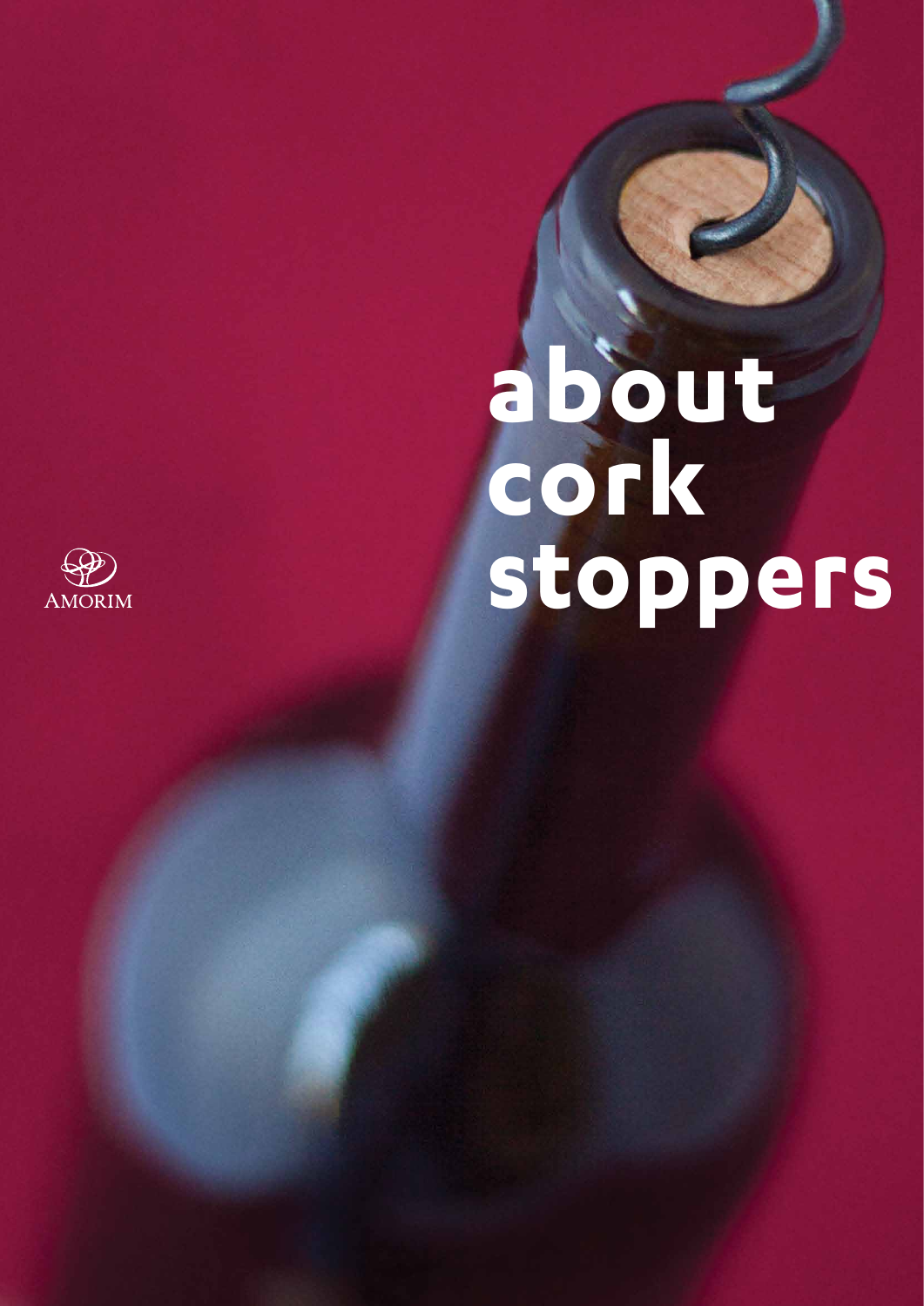# about cork stoppers

AMORIM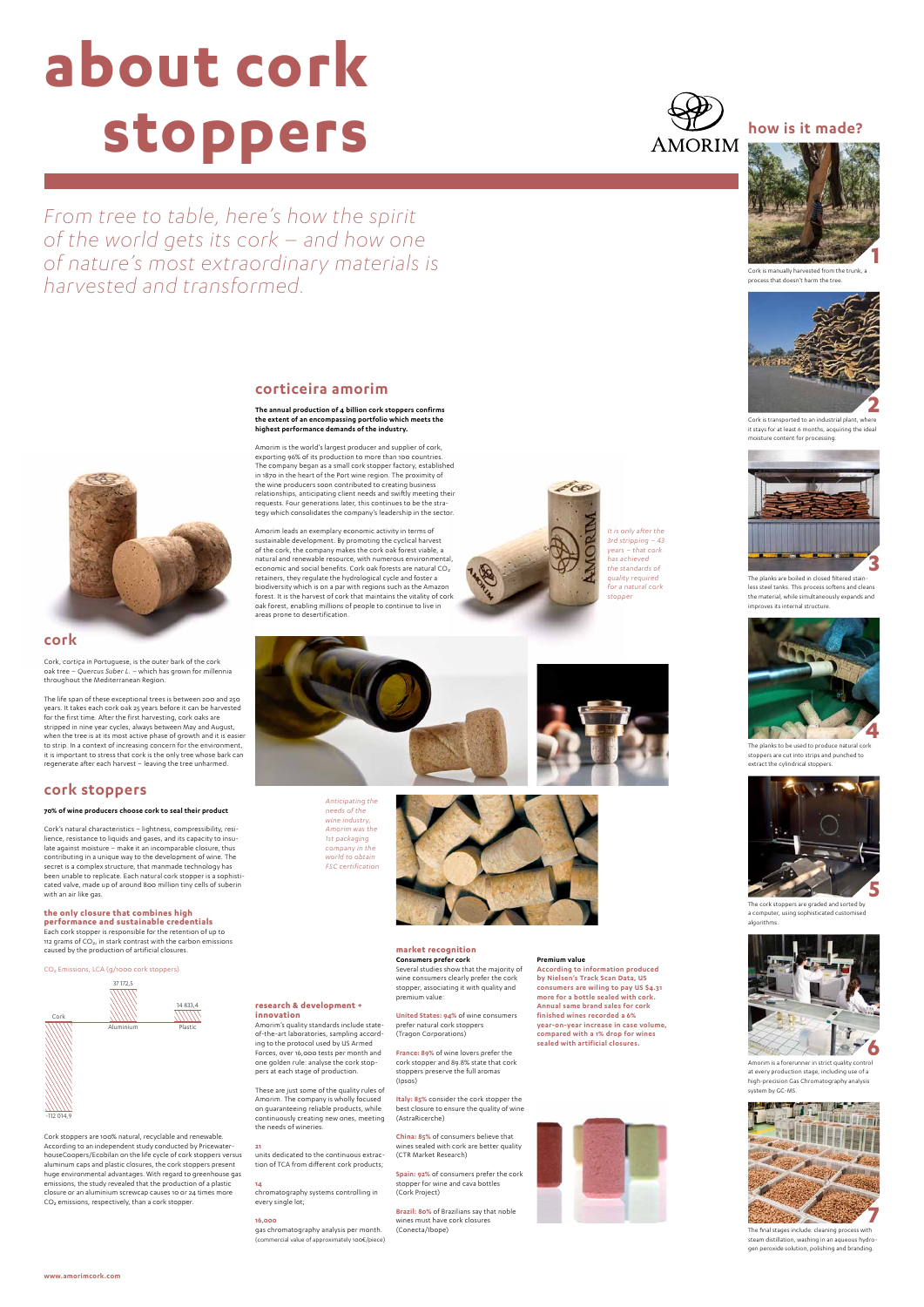# about cork stoppers

*From tree to table, here's how the spirit of the world gets its cork – and how one of nature's most extraordinary materials is harvested and transformed.*

## cork

Cork, *cortiça* in Portuguese, is the outer bark of the cork oak tree – *Quercus Suber L.* – which has grown for millennia throughout the Mediterranean Region.

The life span of these exceptional trees is between 200 and 250 years. It takes each cork oak 25 years before it can be harvested for the first time. After the first harvesting, cork oaks are stripped in nine year cycles, always between May and August, when the tree is at its most active phase of growth and it is easier to strip. In a context of increasing concern for the environment, it is important to stress that cork is the only tree whose bark can regenerate after each harvest – leaving the tree unharmed.

## cork stoppers

**70% of wine producers choose cork to seal their product**

Cork's natural characteristics – lightness, compressibility, resilience, resistance to liquids and gases, and its capacity to insulate against moisture – make it an incomparable closure, thus contributing in a unique way to the development of wine. The secret is a complex structure, that manmade technology has been unable to replicate. Each natural cork stopper is a sophisticated valve, made up of around 800 million tiny cells of suberin with an air like gas.

### the only closure that combines high performance and sustainable credentials

Each cork stopper is responsible for the retention of up to 112 grams of $CO_2$, in stark contrast with the carbon emissions caused by the production of artificial closures.

$CO_2$ Emissions, LCA (g/1000 cork stoppers)

Cork

-112 014,9

Aluminium

37 172,5

Plastic

14 833,4

Cork stoppers are 100% natural, recyclable and renewable. According to an independent study conducted by PricewaterhouseCoopers/Ecobilan on the life cycle of cork stoppers versus aluminum caps and plastic closures, the cork stoppers present huge environmental advantages. With regard to greenhouse gas emissions, the study revealed that the production of a plastic closure or an aluminium screwcap causes 10 or 24 times more $CO_2$ emissions, respectively, than a cork stopper.

## corticeira amorim

**The annual production of 4 billion cork stoppers confirms the extent of an encompassing portfolio which meets the highest performance demands of the industry.**

Amorim is the world's largest producer and supplier of cork, exporting 96% of its production to more than 100 countries. The company began as a small cork stopper factory, established in 1870 in the heart of the Port wine region. The proximity of the wine producers soon contributed to creating business relationships, anticipating client needs and swiftly meeting their requests. Four generations later, this continues to be the strategy which consolidates the company's leadership in the sector.

Amorim leads an exemplary economic activity in terms of sustainable development. By promoting the cyclical harvest of the cork, the company makes the cork oak forest viable, a natural and renewable resource, with numerous environmental, economic and social benefits. Cork oak forests are natural $CO_2$ retainers, they regulate the hydrological cycle and foster a biodiversity which is on a par with regions such as the Amazon forest. It is the harvest of cork that maintains the vitality of cork oak forest, enabling millions of people to continue to live in areas prone to desertification.

*It is only after the 3rd stripping – 43 years – that cork has achieved the standards of quality required for a natural cork stopper*

*Anticipating the needs of the wine industry, Amorim was the 1st packaging company in the world to obtain FSC certification*

### research & development + innovation

Amorim's quality standards include state-of-the-art laboratories, sampling according to the protocol used by US Armed Forces, over 16,000 tests per month and one golden rule: analyse the cork stoppers at each stage of production.

These are just some of the quality rules of Amorim. The company is wholly focused on guaranteeing reliable products, while continuously creating new ones, meeting the needs of wineries.

**21**
units dedicated to the continuous extraction of TCA from different cork products;

**14**
chromatography systems controlling in every single lot;

**16,000**
gas chromatography analysis per month. (commercial value of approximately 100€/piece)

### market recognition

**Consumers prefer cork**

Several studies show that the majority of wine consumers clearly prefer the cork stopper, associating it with quality and premium value:

**United States: 94%** of wine consumers prefer natural cork stoppers (Tragon Corporations)

**France: 89%** of wine lovers prefer the cork stopper and 89.8% state that cork stoppers preserve the full aromas (Ipsos)

**Italy: 85%** consider the cork stopper the best closure to ensure the quality of wine (AstraRicerche)

**China: 85%** of consumers believe that wines sealed with cork are better quality (CTR Market Research)

**Spain: 92%** of consumers prefer the cork stopper for wine and cava bottles (Cork Project)

**Brazil: 80%** of Brazilians say that noble wines must have cork closures (Conecta/Ibope)

**Premium value**

**According to information produced by Nielsen's Track Scan Data, US consumers are wiling to pay US $4.31 more for a bottle sealed with cork. Annual same brand sales for cork finished wines recorded a 6% year-on-year increase in case volume, compared with a 1% drop for wines sealed with artificial closures.**

## how is it made?

1. Cork is manually harvested from the trunk, a process that doesn't harm the tree.
2. Cork is transported to an industrial plant, where it stays for at least 6 months, acquiring the ideal moisture content for processing.
3. The planks are boiled in closed filtered stainless steel tanks. This process softens and cleans the material, while simultaneously expands and improves its internal structure.
4. The planks to be used to produce natural cork stoppers are cut into strips and punched to extract the cylindrical stoppers.
5. The cork stoppers are graded and sorted by a computer, using sophisticated customised algorithms.
6. Amorim is a forerunner in strict quality control at every production stage, including use of a high-precision Gas Chromatography analysis system by GC-MS.
7. The final stages include: cleaning process with steam distillation, washing in an aqueous hydrogen peroxide solution, polishing and branding.

www.amorimcork.com